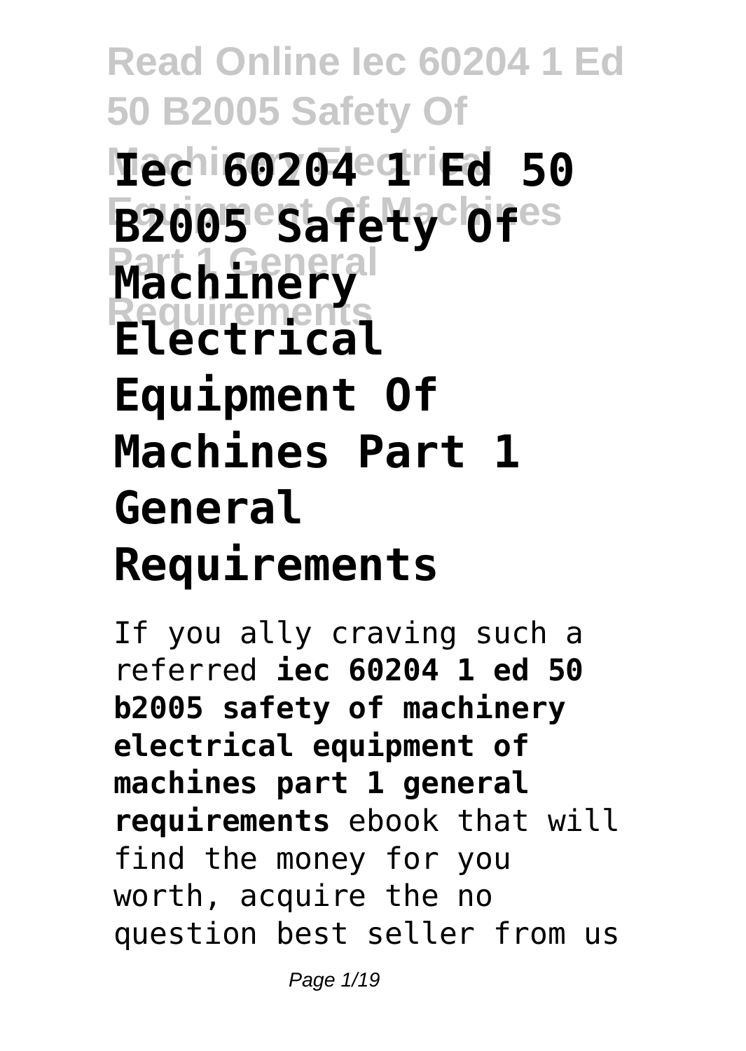# Iec 60204 1 Ed 50 B2005 Safety Of Machinery Electrical Equipment Of Machines Part 1 General Requirements

If you ally craving such a referred **iec 60204 1 ed 50 b2005 safety of machinery electrical equipment of machines part 1 general requirements** ebook that will find the money for you worth, acquire the no question best seller from us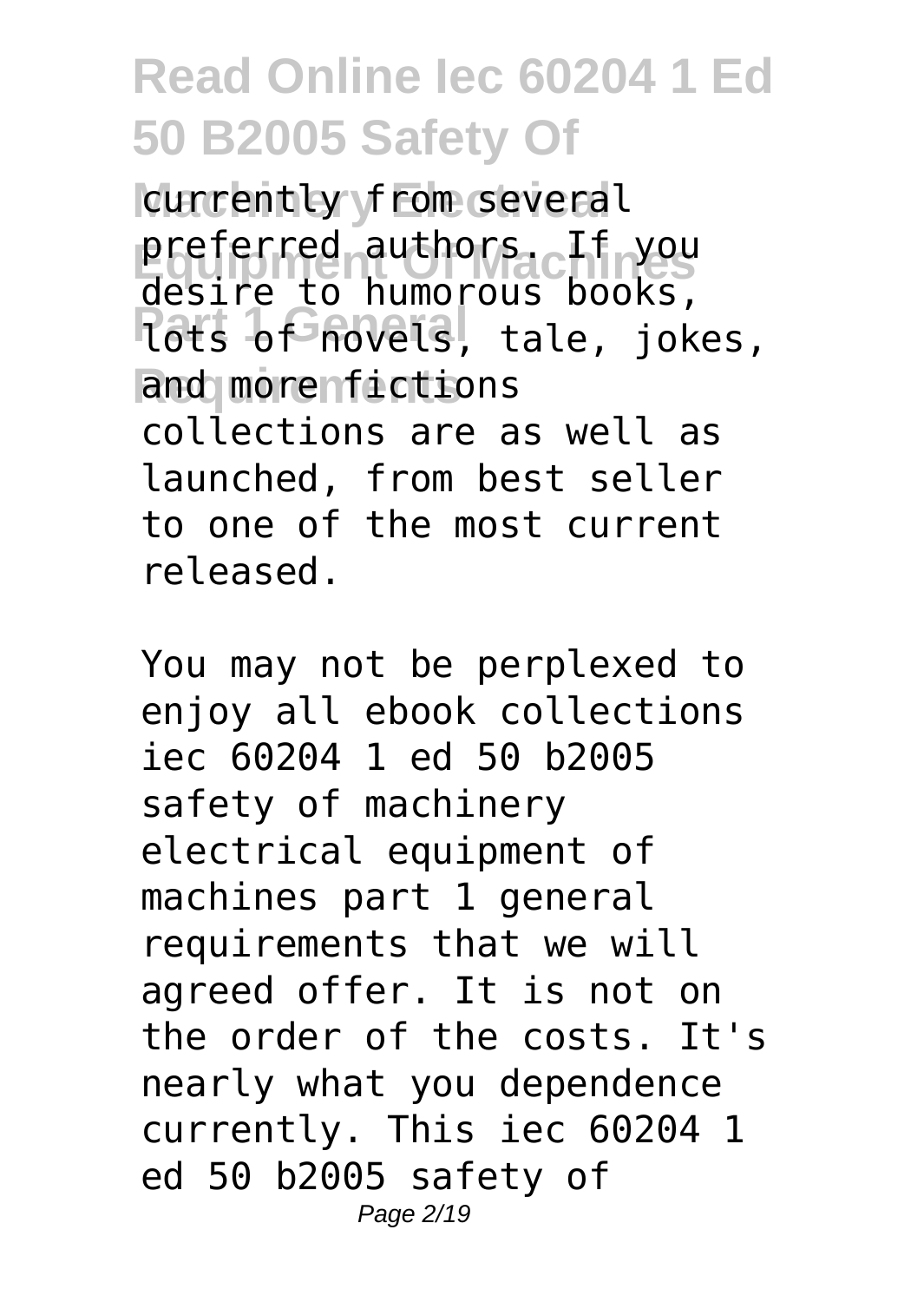currently from several preferred authors. If you desire to humorous books, lots of novels, tale, jokes, and more fictions collections are as well as launched, from best seller to one of the most current released.

You may not be perplexed to enjoy all ebook collections iec 60204 1 ed 50 b2005 safety of machinery electrical equipment of machines part 1 general requirements that we will agreed offer. It is not on the order of the costs. It's nearly what you dependence currently. This iec 60204 1 ed 50 b2005 safety of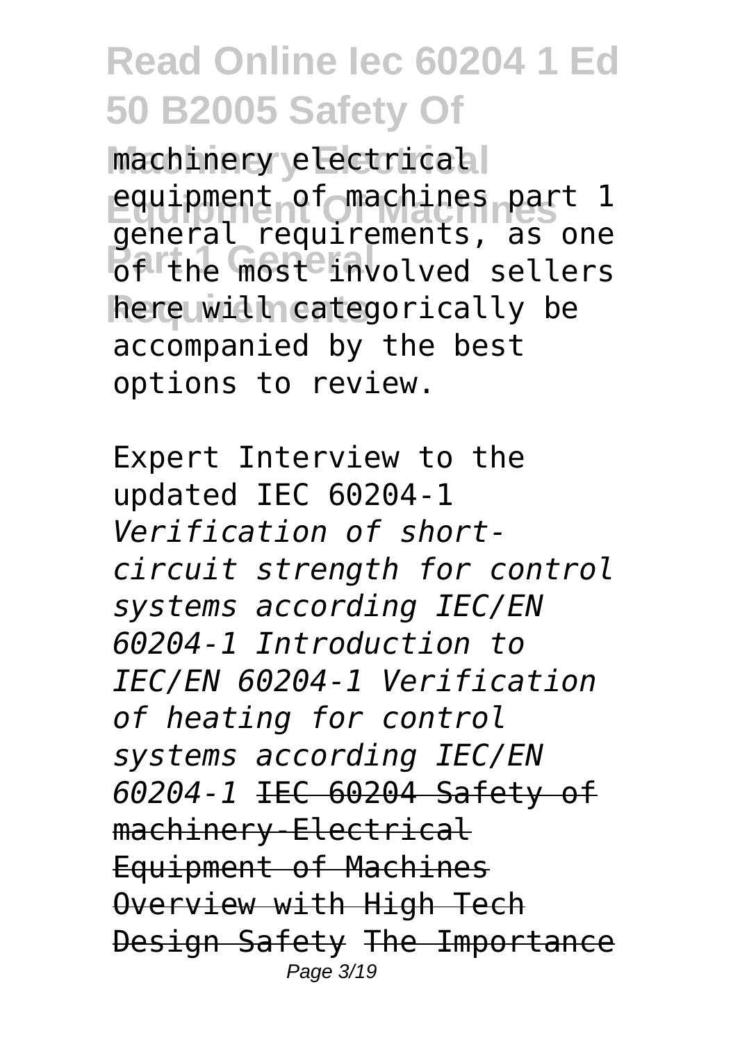machinery electrical equipment of machines part 1 general requirements, as one of the most involved sellers here will categorically be accompanied by the best options to review.

Expert Interview to the updated IEC 60204-1 *Verification of short-circuit strength for control systems according IEC/EN 60204-1 Introduction to IEC/EN 60204-1 Verification of heating for control systems according IEC/EN 60204-1* ~~IEC 60204 Safety of machinery-Electrical Equipment of Machines Overview with High Tech Design Safety~~ ~~The Importance~~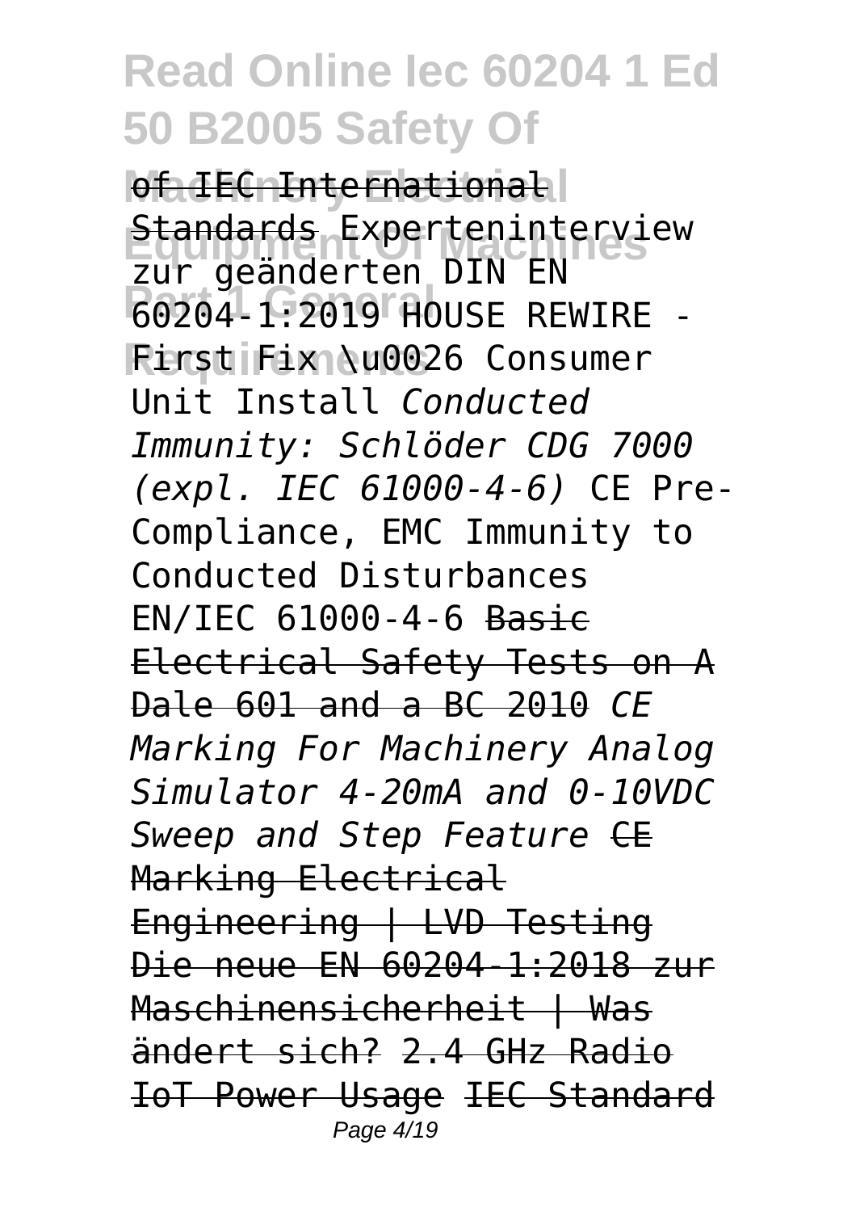~~of IEC International Standards~~ Experteninterview zur geänderten DIN EN 60204-1:2019 HOUSE REWIRE - First Fix \u0026 Consumer Unit Install *Conducted Immunity: Schlöder CDG 7000 (expl. IEC 61000-4-6)* CE Pre-Compliance, EMC Immunity to Conducted Disturbances EN/IEC 61000-4-6 ~~Basic Electrical Safety Tests on A Dale 601 and a BC 2010~~ *CE Marking For Machinery Analog Simulator 4-20mA and 0-10VDC Sweep and Step Feature* ~~CE Marking Electrical Engineering | LVD Testing~~ ~~Die neue EN 60204-1:2018 zur Maschinensicherheit | Was ändert sich?~~ ~~2.4 GHz Radio IoT Power Usage~~ ~~IEC Standard~~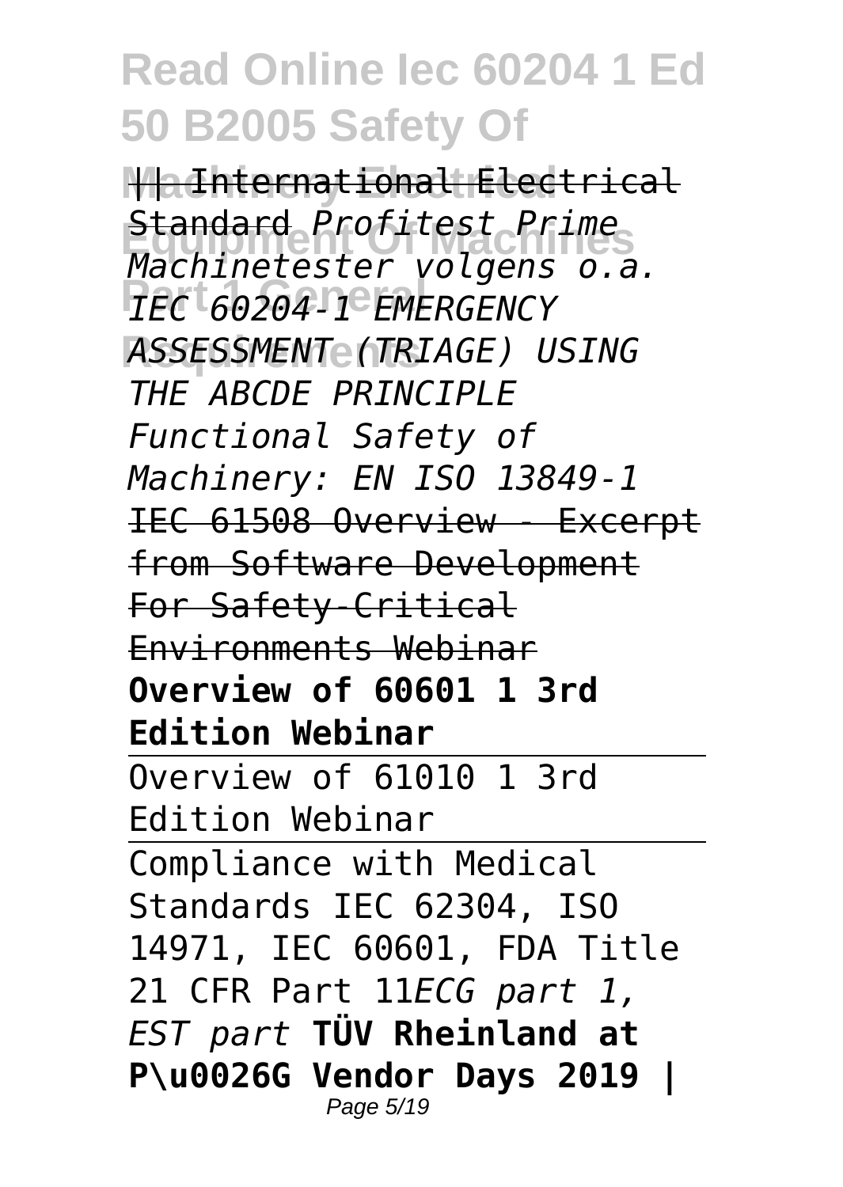|| International Electrical Standard *Profitest Prime Machinetester volgens o.a. IEC 60204-1 EMERGENCY ASSESSMENT (TRIAGE) USING THE ABCDE PRINCIPLE Functional Safety of Machinery: EN ISO 13849-1* IEC 61508 Overview - Excerpt from Software Development For Safety-Critical Environments Webinar **Overview of 60601 1 3rd Edition Webinar**

Overview of 61010 1 3rd Edition Webinar

Compliance with Medical Standards IEC 62304, ISO 14971, IEC 60601, FDA Title 21 CFR Part 11*ECG part 1, EST part* **TÜV Rheinland at P\u0026G Vendor Days 2019 |**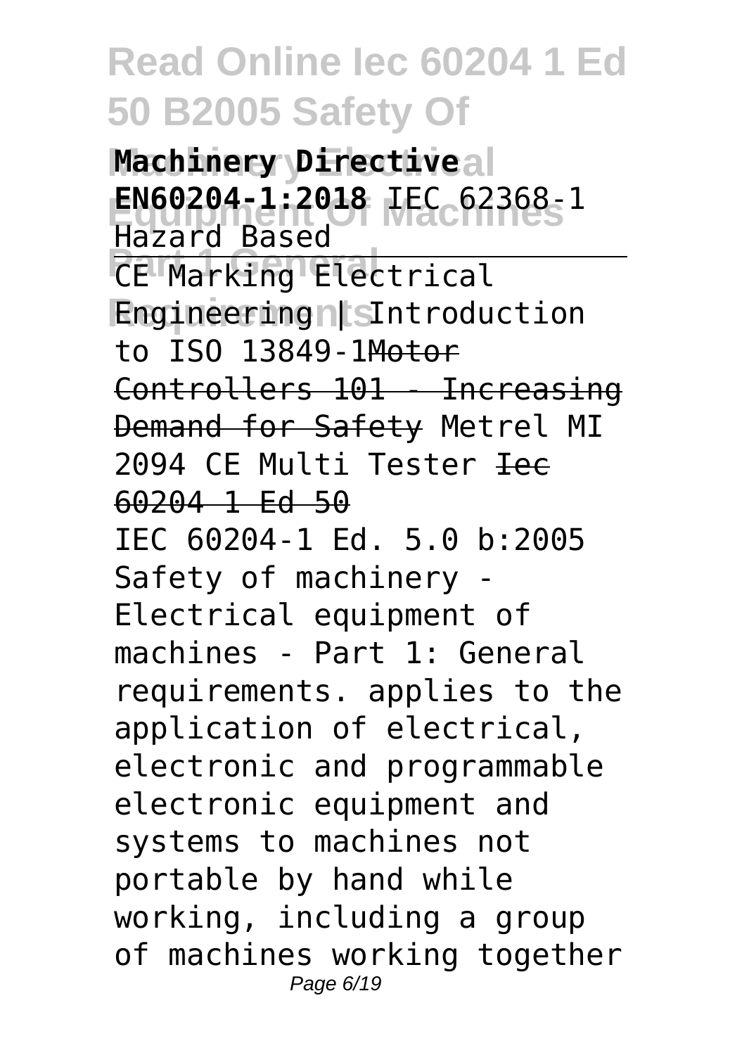**Machinery Directive** **EN60204-1:2018** IEC 62368-1 Hazard Based

CE Marking Electrical Engineering | Introduction to ISO 13849-1 ~~Motor Controllers 101 - Increasing Demand for Safety~~ Metrel MI 2094 CE Multi Tester ~~Iec 60204 1 Ed 50~~

IEC 60204-1 Ed. 5.0 b:2005 Safety of machinery - Electrical equipment of machines - Part 1: General requirements. applies to the application of electrical, electronic and programmable electronic equipment and systems to machines not portable by hand while working, including a group of machines working together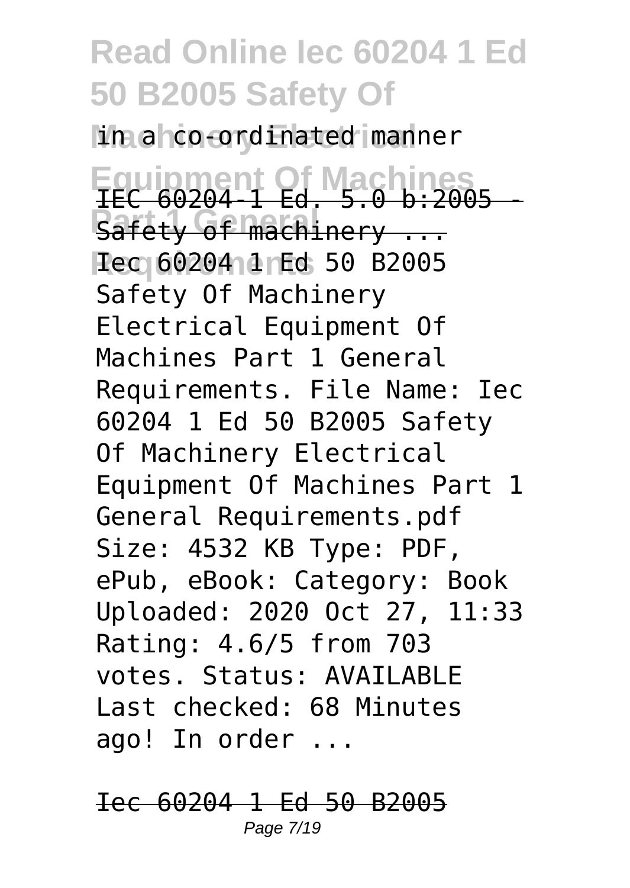in a co-ordinated manner

IEC 60204-1 Ed. 5.0 b:2005 - Safety of machinery ...

Iec 60204 1 Ed 50 B2005 Safety Of Machinery Electrical Equipment Of Machines Part 1 General Requirements. File Name: Iec 60204 1 Ed 50 B2005 Safety Of Machinery Electrical Equipment Of Machines Part 1 General Requirements.pdf Size: 4532 KB Type: PDF, ePub, eBook: Category: Book Uploaded: 2020 Oct 27, 11:33 Rating: 4.6/5 from 703 votes. Status: AVAILABLE Last checked: 68 Minutes ago! In order ...

Iec 60204 1 Ed 50 B2005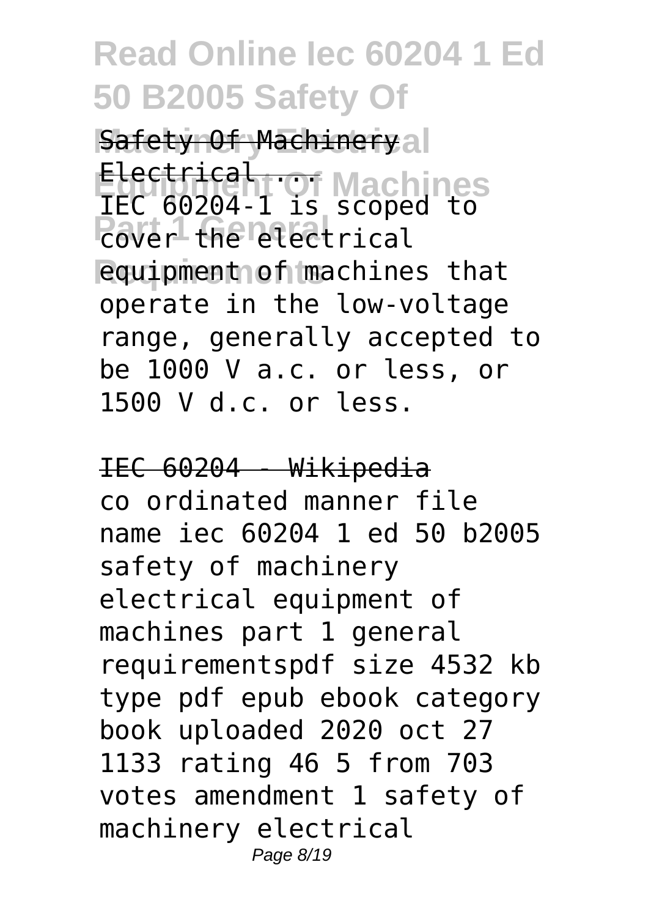Safety Of Machinery Electrical ...

IEC 60204-1 is scoped to cover the electrical equipment of machines that operate in the low-voltage range, generally accepted to be 1000 V a.c. or less, or 1500 V d.c. or less.

IEC 60204 - Wikipedia

co ordinated manner file name iec 60204 1 ed 50 b2005 safety of machinery electrical equipment of machines part 1 general requirementspdf size 4532 kb type pdf epub ebook category book uploaded 2020 oct 27 1133 rating 46 5 from 703 votes amendment 1 safety of machinery electrical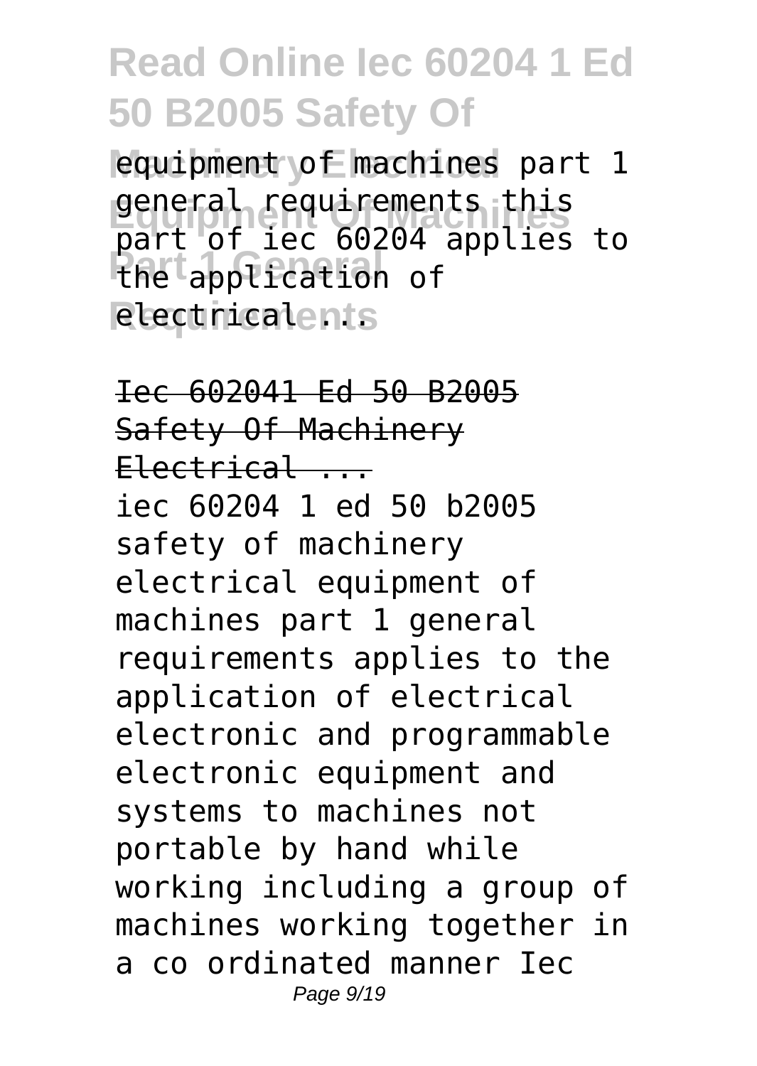equipment of machines part 1 general requirements this part of iec 60204 applies to the application of electrical ...

Iec 602041 Ed 50 B2005 Safety Of Machinery Electrical ...

iec 60204 1 ed 50 b2005 safety of machinery electrical equipment of machines part 1 general requirements applies to the application of electrical electronic and programmable electronic equipment and systems to machines not portable by hand while working including a group of machines working together in a co ordinated manner Iec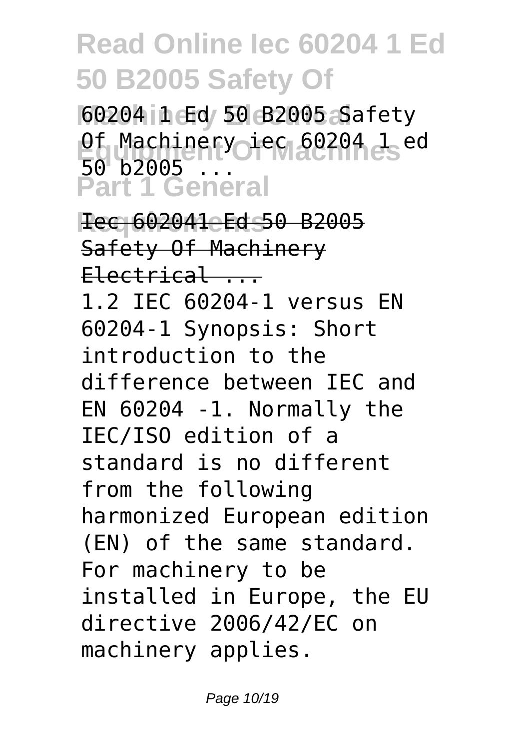60204 1 Ed 50 B2005 Safety Of Machinery iec 60204 1 ed 50 b2005 ...

Iec 602041 Ed 50 B2005 Safety Of Machinery Electrical ...

1.2 IEC 60204-1 versus EN 60204-1 Synopsis: Short introduction to the difference between IEC and EN 60204 -1. Normally the IEC/ISO edition of a standard is no different from the following harmonized European edition (EN) of the same standard. For machinery to be installed in Europe, the EU directive 2006/42/EC on machinery applies.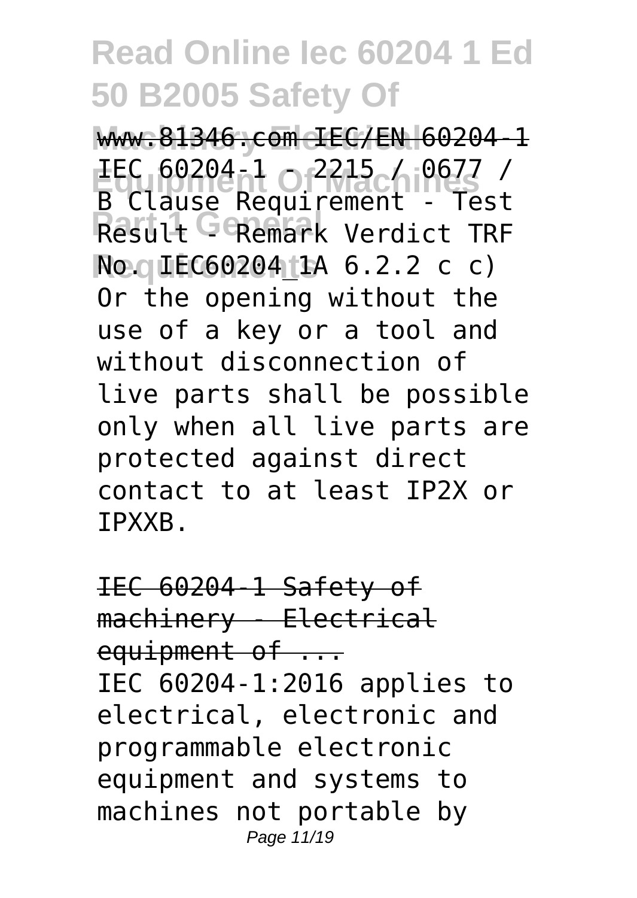www.81346.com IEC/EN 60204-1 IEC 60204-1 - 2215 / 0677 / B Clause Requirement - Test Result - Remark Verdict TRF No. IEC60204_1A 6.2.2 c c) Or the opening without the use of a key or a tool and without disconnection of live parts shall be possible only when all live parts are protected against direct contact to at least IP2X or IPXXB.

IEC 60204-1 Safety of machinery - Electrical equipment of ...

IEC 60204-1:2016 applies to electrical, electronic and programmable electronic equipment and systems to machines not portable by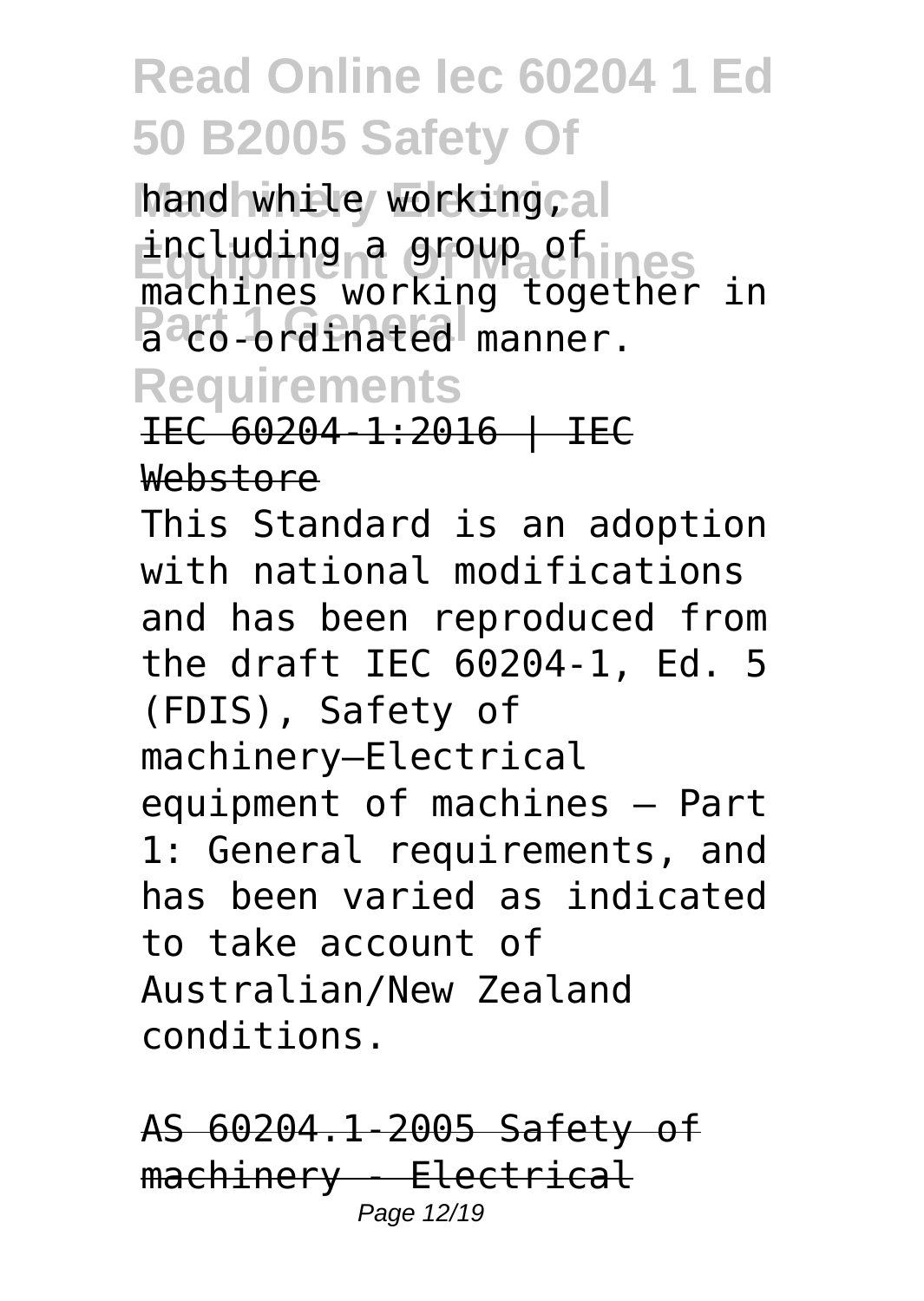hand while working, including a group of machines working together in a co-ordinated manner.

IEC 60204-1:2016 | IEC Webstore

This Standard is an adoption with national modifications and has been reproduced from the draft IEC 60204-1, Ed. 5 (FDIS), Safety of machinery—Electrical equipment of machines – Part 1: General requirements, and has been varied as indicated to take account of Australian/New Zealand conditions.

AS 60204.1-2005 Safety of machinery - Electrical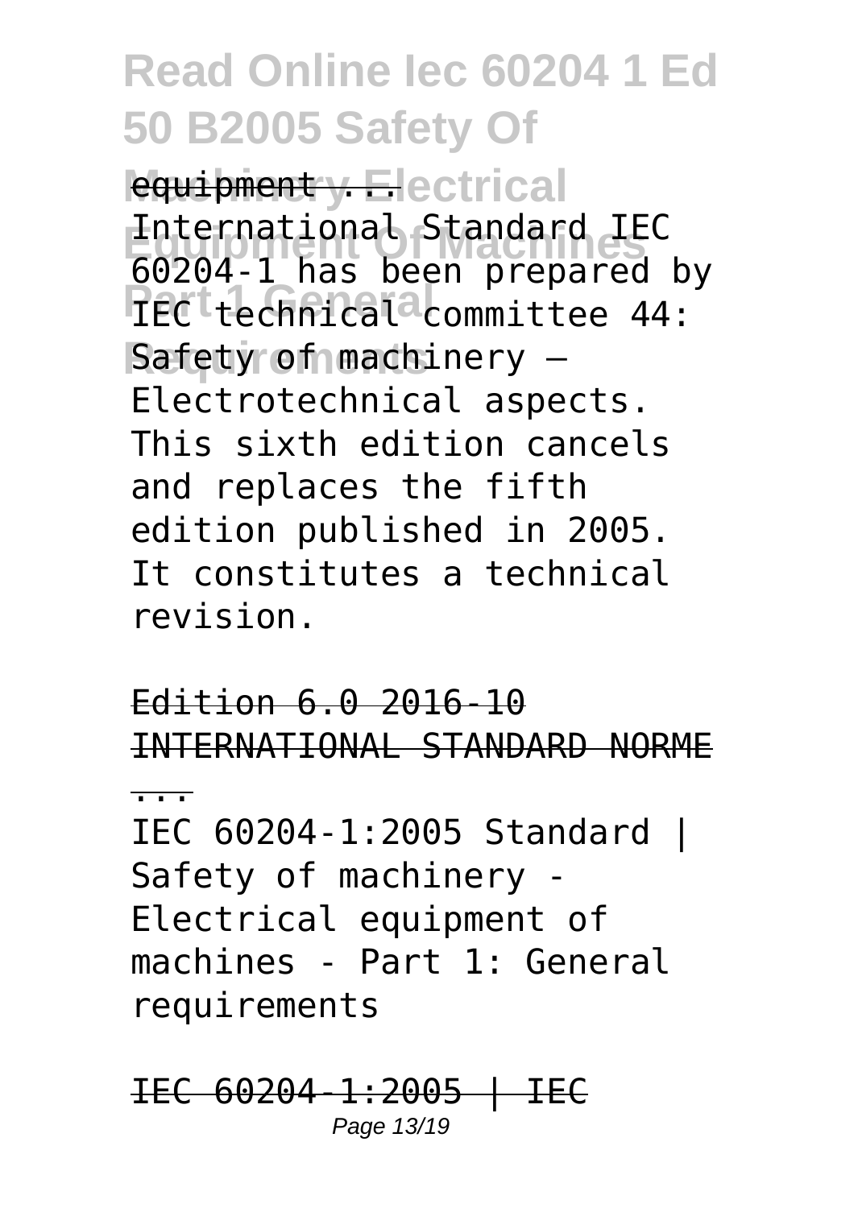equipment ...

International Standard IEC 60204-1 has been prepared by IEC technical committee 44: Safety of machinery – Electrotechnical aspects. This sixth edition cancels and replaces the fifth edition published in 2005. It constitutes a technical revision.

Edition 6.0 2016-10 INTERNATIONAL STANDARD NORME ...

IEC 60204-1:2005 Standard | Safety of machinery - Electrical equipment of machines - Part 1: General requirements

IEC 60204-1:2005 | IEC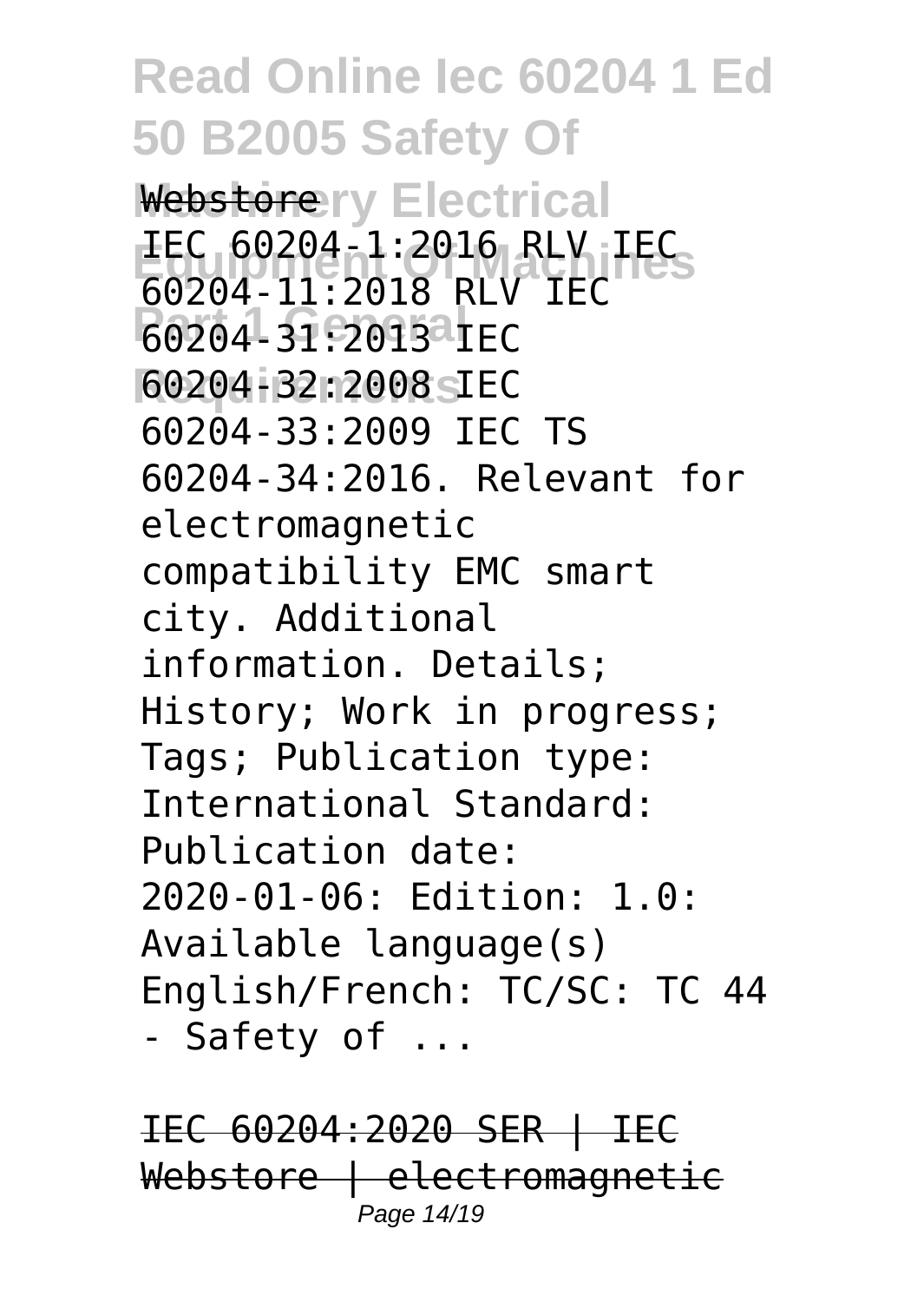Webstore

IEC 60204-1:2016 RLV IEC 60204-11:2018 RLV IEC 60204-31:2013 IEC 60204-32:2008 IEC 60204-33:2009 IEC TS 60204-34:2016. Relevant for electromagnetic compatibility EMC smart city. Additional information. Details; History; Work in progress; Tags; Publication type: International Standard: Publication date: 2020-01-06: Edition: 1.0: Available language(s) English/French: TC/SC: TC 44 - Safety of ...

IEC 60204:2020 SER | IEC Webstore | electromagnetic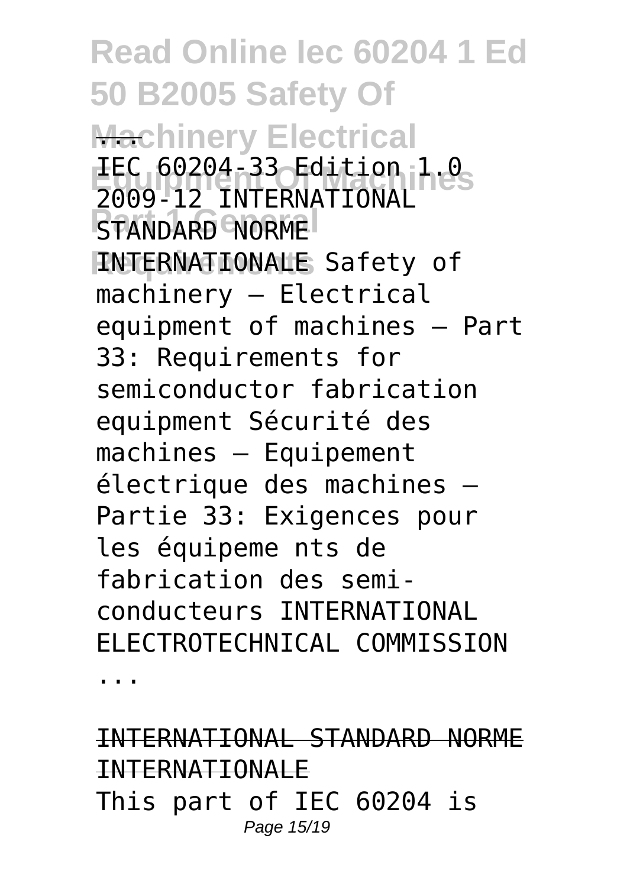# Read Online Iec 60204 1 Ed 50 B2005 Safety Of Machinery Electrical Equipment Of Machines Part 1 General Requirements

...

IEC 60204-33 Edition 1.0 2009-12 INTERNATIONAL STANDARD NORME INTERNATIONALE Safety of machinery – Electrical equipment of machines – Part 33: Requirements for semiconductor fabrication equipment Sécurité des machines – Equipement électrique des machines – Partie 33: Exigences pour les équipeme nts de fabrication des semi-conducteurs INTERNATIONAL ELECTROTECHNICAL COMMISSION ...

INTERNATIONAL STANDARD NORME INTERNATIONALE

This part of IEC 60204 is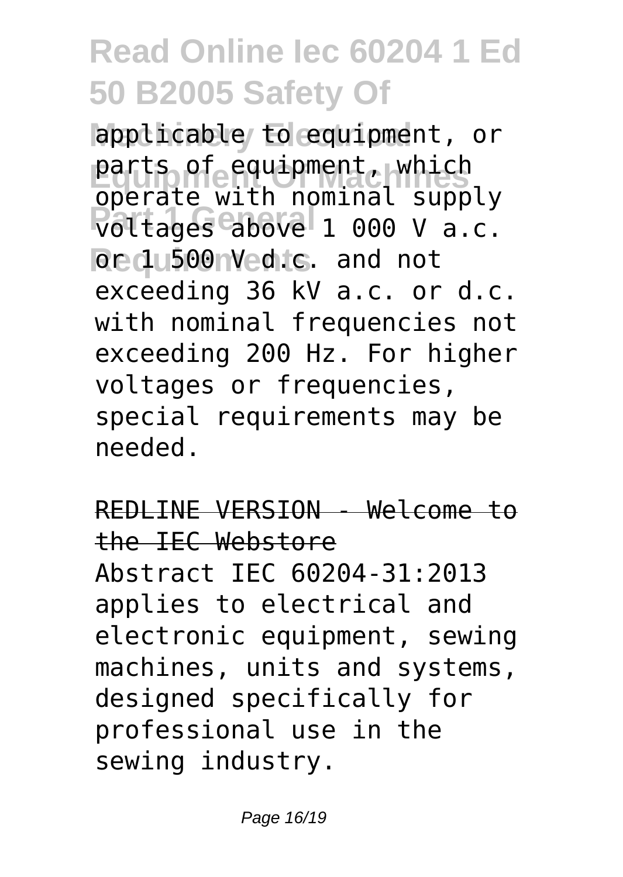applicable to equipment, or parts of equipment, which operate with nominal supply voltages above 1 000 V a.c. or 1 500 V d.c. and not exceeding 36 kV a.c. or d.c. with nominal frequencies not exceeding 200 Hz. For higher voltages or frequencies, special requirements may be needed.

## REDLINE VERSION - Welcome to the IEC Webstore

Abstract IEC 60204-31:2013 applies to electrical and electronic equipment, sewing machines, units and systems, designed specifically for professional use in the sewing industry.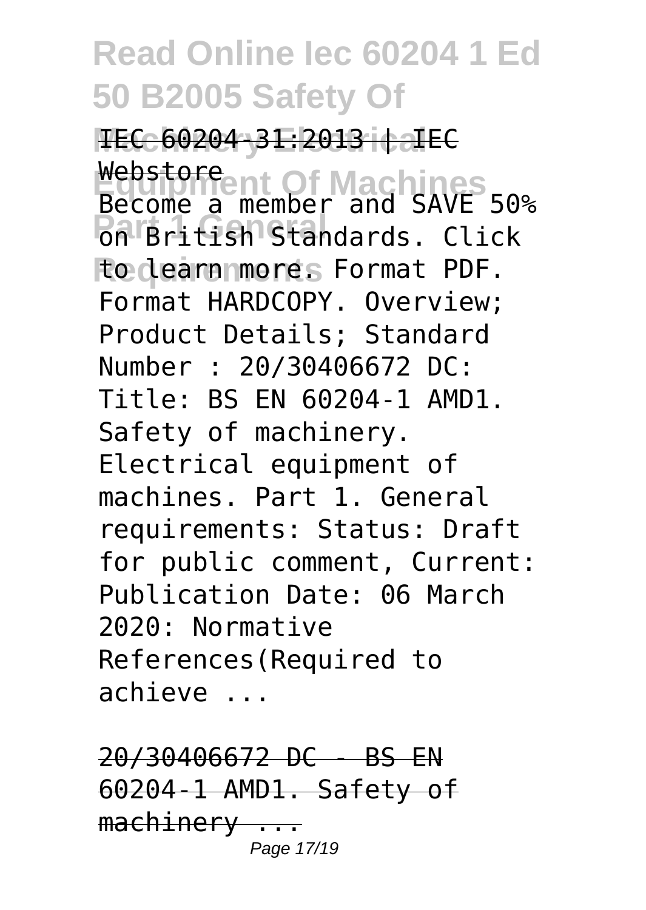IEC 60204-31:2013 | IEC Webstore

Become a member and SAVE 50% on British Standards. Click to learn more. Format PDF. Format HARDCOPY. Overview; Product Details; Standard Number : 20/30406672 DC: Title: BS EN 60204-1 AMD1. Safety of machinery. Electrical equipment of machines. Part 1. General requirements: Status: Draft for public comment, Current: Publication Date: 06 March 2020: Normative References(Required to achieve ...

20/30406672 DC - BS EN 60204-1 AMD1. Safety of machinery ...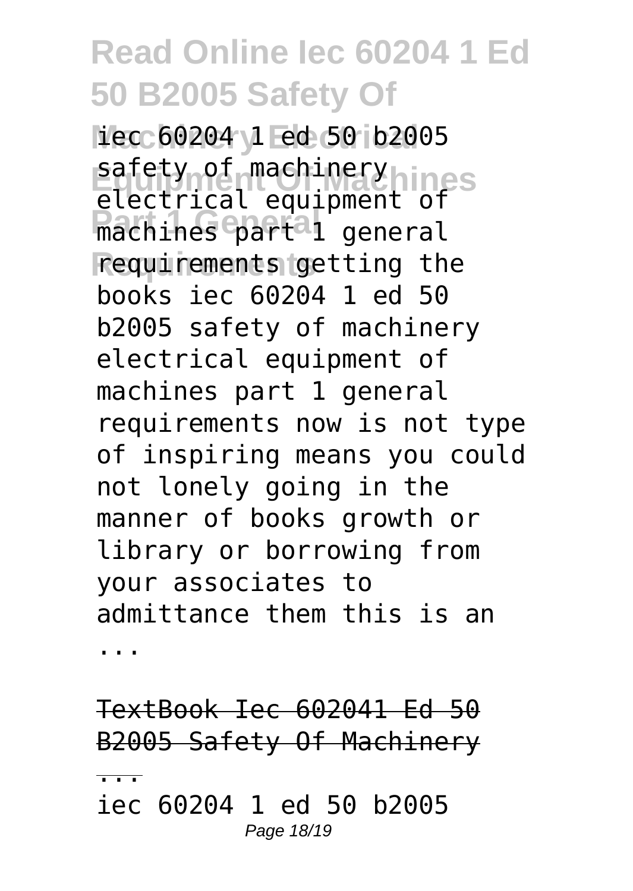iec 60204 1 ed 50 b2005 safety of machinery electrical equipment of machines part 1 general requirements getting the books iec 60204 1 ed 50 b2005 safety of machinery electrical equipment of machines part 1 general requirements now is not type of inspiring means you could not lonely going in the manner of books growth or library or borrowing from your associates to admittance them this is an ...

TextBook Iec 602041 Ed 50 B2005 Safety Of Machinery ...

iec 60204 1 ed 50 b2005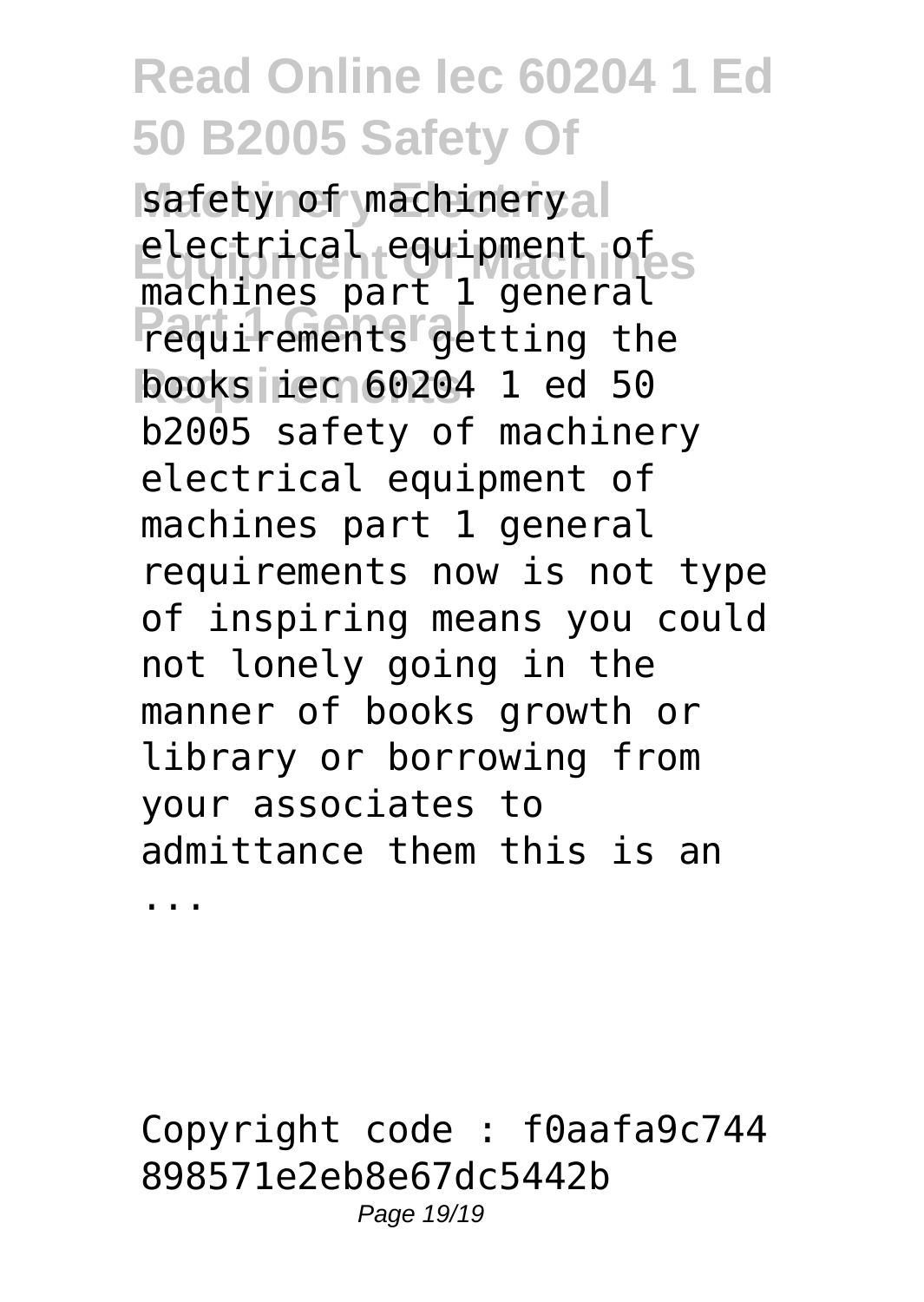safety of machinery electrical equipment of machines part 1 general requirements getting the books iec 60204 1 ed 50 b2005 safety of machinery electrical equipment of machines part 1 general requirements now is not type of inspiring means you could not lonely going in the manner of books growth or library or borrowing from your associates to admittance them this is an ...

Copyright code : f0aafa9c744898571e2eb8e67dc5442b